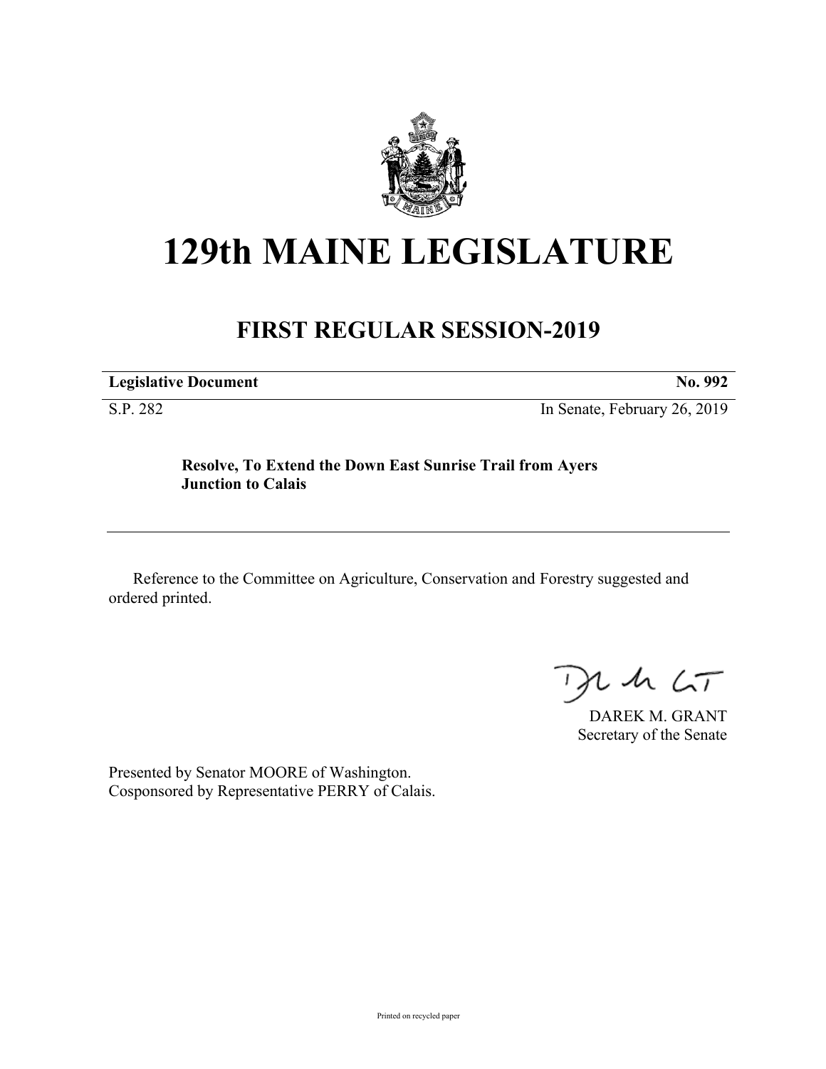# 129th MAINE LEGISLATURE

## FIRST REGULAR SESSION-2019

**Legislative Document** **No. 992**

S.P. 282 In Senate, February 26, 2019

**Resolve, To Extend the Down East Sunrise Trail from Ayers Junction to Calais**

Reference to the Committee on Agriculture, Conservation and Forestry suggested and ordered printed.

DAREK M. GRANT
Secretary of the Senate

Presented by Senator MOORE of Washington.
Cosponsored by Representative PERRY of Calais.

Printed on recycled paper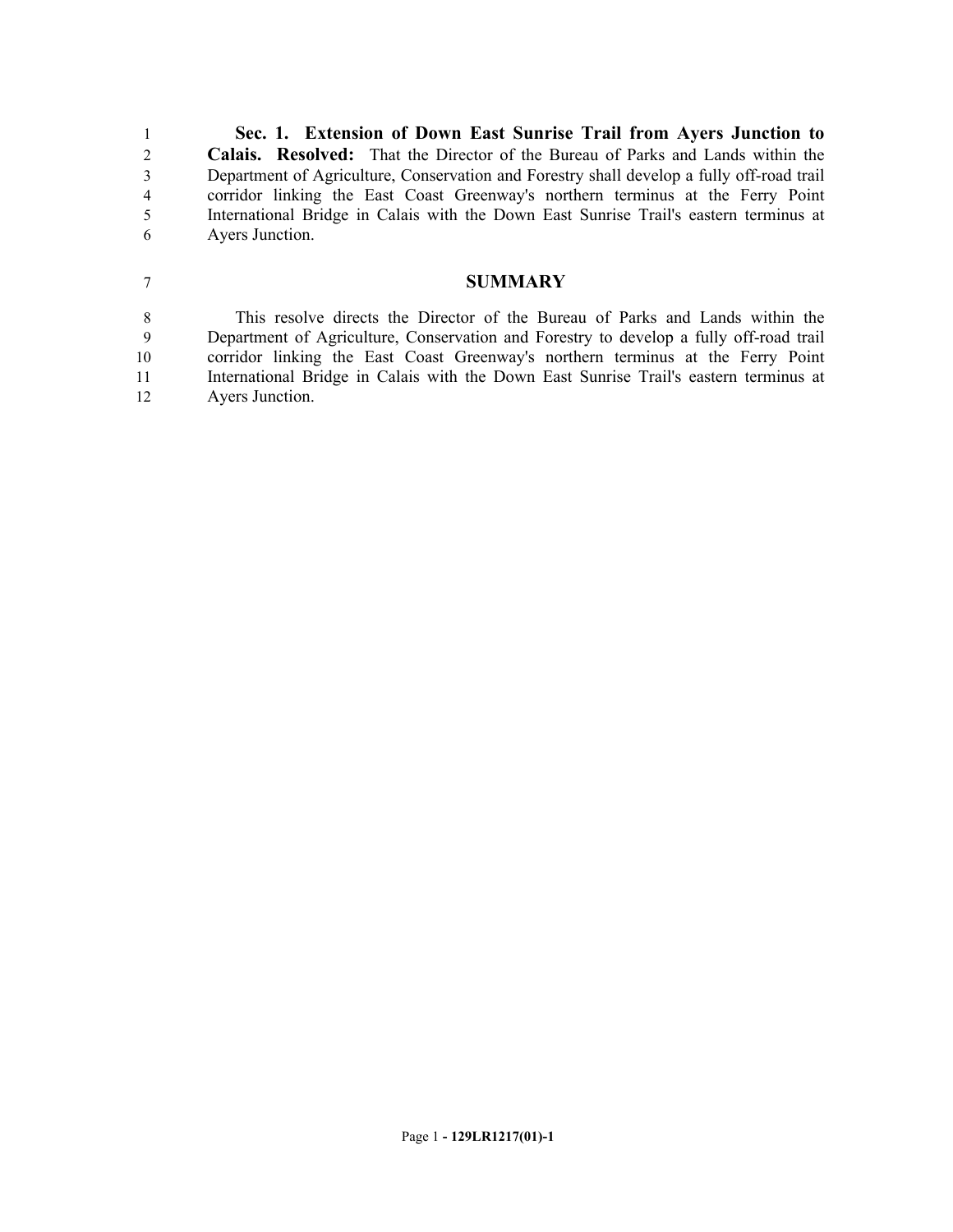**Sec. 1. Extension of Down East Sunrise Trail from Ayers Junction to Calais. Resolved:** That the Director of the Bureau of Parks and Lands within the Department of Agriculture, Conservation and Forestry shall develop a fully off-road trail corridor linking the East Coast Greenway's northern terminus at the Ferry Point International Bridge in Calais with the Down East Sunrise Trail's eastern terminus at Ayers Junction.

## SUMMARY

This resolve directs the Director of the Bureau of Parks and Lands within the Department of Agriculture, Conservation and Forestry to develop a fully off-road trail corridor linking the East Coast Greenway's northern terminus at the Ferry Point International Bridge in Calais with the Down East Sunrise Trail's eastern terminus at Ayers Junction.